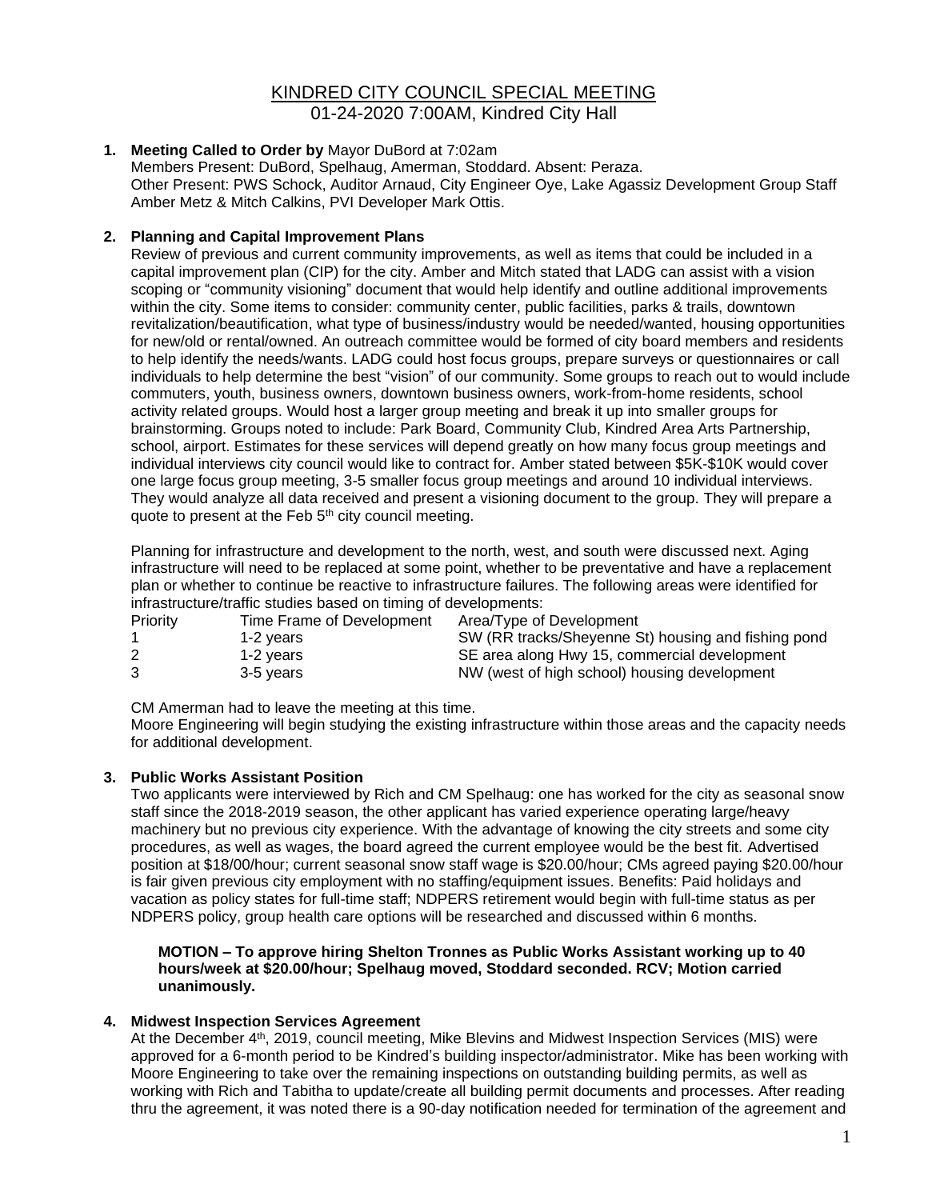# KINDRED CITY COUNCIL SPECIAL MEETING

01-24-2020 7:00AM, Kindred City Hall

1. **Meeting Called to Order by** Mayor DuBord at 7:02am
   Members Present: DuBord, Spelhaug, Amerman, Stoddard. Absent: Peraza.
   Other Present: PWS Schock, Auditor Arnaud, City Engineer Oye, Lake Agassiz Development Group Staff Amber Metz & Mitch Calkins, PVI Developer Mark Ottis.

2. **Planning and Capital Improvement Plans**
   Review of previous and current community improvements, as well as items that could be included in a capital improvement plan (CIP) for the city. Amber and Mitch stated that LADG can assist with a vision scoping or "community visioning" document that would help identify and outline additional improvements within the city. Some items to consider: community center, public facilities, parks & trails, downtown revitalization/beautification, what type of business/industry would be needed/wanted, housing opportunities for new/old or rental/owned. An outreach committee would be formed of city board members and residents to help identify the needs/wants. LADG could host focus groups, prepare surveys or questionnaires or call individuals to help determine the best "vision" of our community. Some groups to reach out to would include commuters, youth, business owners, downtown business owners, work-from-home residents, school activity related groups. Would host a larger group meeting and break it up into smaller groups for brainstorming. Groups noted to include: Park Board, Community Club, Kindred Area Arts Partnership, school, airport. Estimates for these services will depend greatly on how many focus group meetings and individual interviews city council would like to contract for. Amber stated between $5K-$10K would cover one large focus group meeting, 3-5 smaller focus group meetings and around 10 individual interviews. They would analyze all data received and present a visioning document to the group. They will prepare a quote to present at the Feb 5th city council meeting.

   Planning for infrastructure and development to the north, west, and south were discussed next. Aging infrastructure will need to be replaced at some point, whether to be preventative and have a replacement plan or whether to continue be reactive to infrastructure failures. The following areas were identified for infrastructure/traffic studies based on timing of developments:

   | Priority | Time Frame of Development | Area/Type of Development |
   |---|---|---|
   | 1 | 1-2 years | SW (RR tracks/Sheyenne St) housing and fishing pond |
   | 2 | 1-2 years | SE area along Hwy 15, commercial development |
   | 3 | 3-5 years | NW (west of high school) housing development |

   CM Amerman had to leave the meeting at this time.
   Moore Engineering will begin studying the existing infrastructure within those areas and the capacity needs for additional development.

3. **Public Works Assistant Position**
   Two applicants were interviewed by Rich and CM Spelhaug: one has worked for the city as seasonal snow staff since the 2018-2019 season, the other applicant has varied experience operating large/heavy machinery but no previous city experience. With the advantage of knowing the city streets and some city procedures, as well as wages, the board agreed the current employee would be the best fit. Advertised position at $18/00/hour; current seasonal snow staff wage is $20.00/hour; CMs agreed paying $20.00/hour is fair given previous city employment with no staffing/equipment issues. Benefits: Paid holidays and vacation as policy states for full-time staff; NDPERS retirement would begin with full-time status as per NDPERS policy, group health care options will be researched and discussed within 6 months.

   **MOTION – To approve hiring Shelton Tronnes as Public Works Assistant working up to 40 hours/week at $20.00/hour; Spelhaug moved, Stoddard seconded. RCV; Motion carried unanimously.**

4. **Midwest Inspection Services Agreement**
   At the December 4th, 2019, council meeting, Mike Blevins and Midwest Inspection Services (MIS) were approved for a 6-month period to be Kindred's building inspector/administrator. Mike has been working with Moore Engineering to take over the remaining inspections on outstanding building permits, as well as working with Rich and Tabitha to update/create all building permit documents and processes. After reading thru the agreement, it was noted there is a 90-day notification needed for termination of the agreement and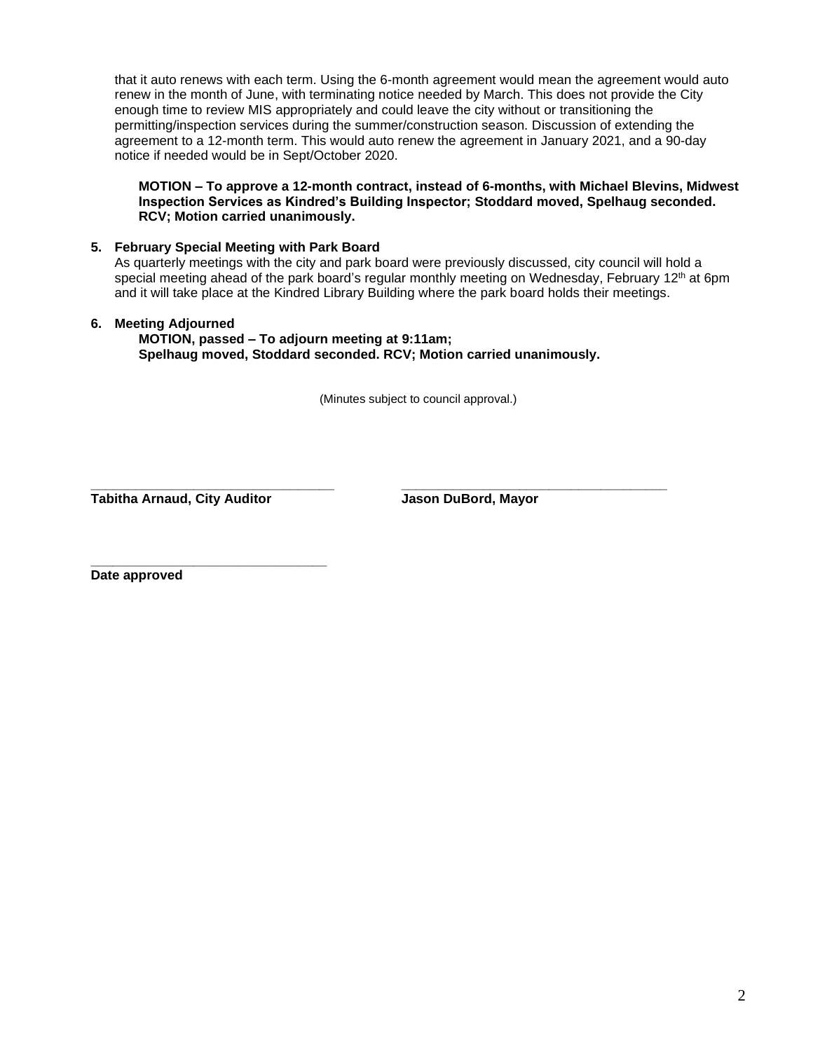that it auto renews with each term. Using the 6-month agreement would mean the agreement would auto renew in the month of June, with terminating notice needed by March. This does not provide the City enough time to review MIS appropriately and could leave the city without or transitioning the permitting/inspection services during the summer/construction season. Discussion of extending the agreement to a 12-month term. This would auto renew the agreement in January 2021, and a 90-day notice if needed would be in Sept/October 2020.

**MOTION – To approve a 12-month contract, instead of 6-months, with Michael Blevins, Midwest Inspection Services as Kindred's Building Inspector; Stoddard moved, Spelhaug seconded. RCV; Motion carried unanimously.**

**5. February Special Meeting with Park Board**

As quarterly meetings with the city and park board were previously discussed, city council will hold a special meeting ahead of the park board's regular monthly meeting on Wednesday, February 12th at 6pm and it will take place at the Kindred Library Building where the park board holds their meetings.

**6. Meeting Adjourned**

**MOTION, passed – To adjourn meeting at 9:11am;**
**Spelhaug moved, Stoddard seconded. RCV; Motion carried unanimously.**

(Minutes subject to council approval.)

\_\_\_\_\_\_\_\_\_\_\_\_\_\_\_\_\_\_\_\_\_\_\_\_\_\_\_\_\_\_\_\_
**Tabitha Arnaud, City Auditor**

\_\_\_\_\_\_\_\_\_\_\_\_\_\_\_\_\_\_\_\_\_\_\_\_\_\_\_\_\_\_\_\_
**Jason DuBord, Mayor**

\_\_\_\_\_\_\_\_\_\_\_\_\_\_\_\_\_\_\_\_\_\_\_\_\_\_\_\_\_\_\_\_
**Date approved**